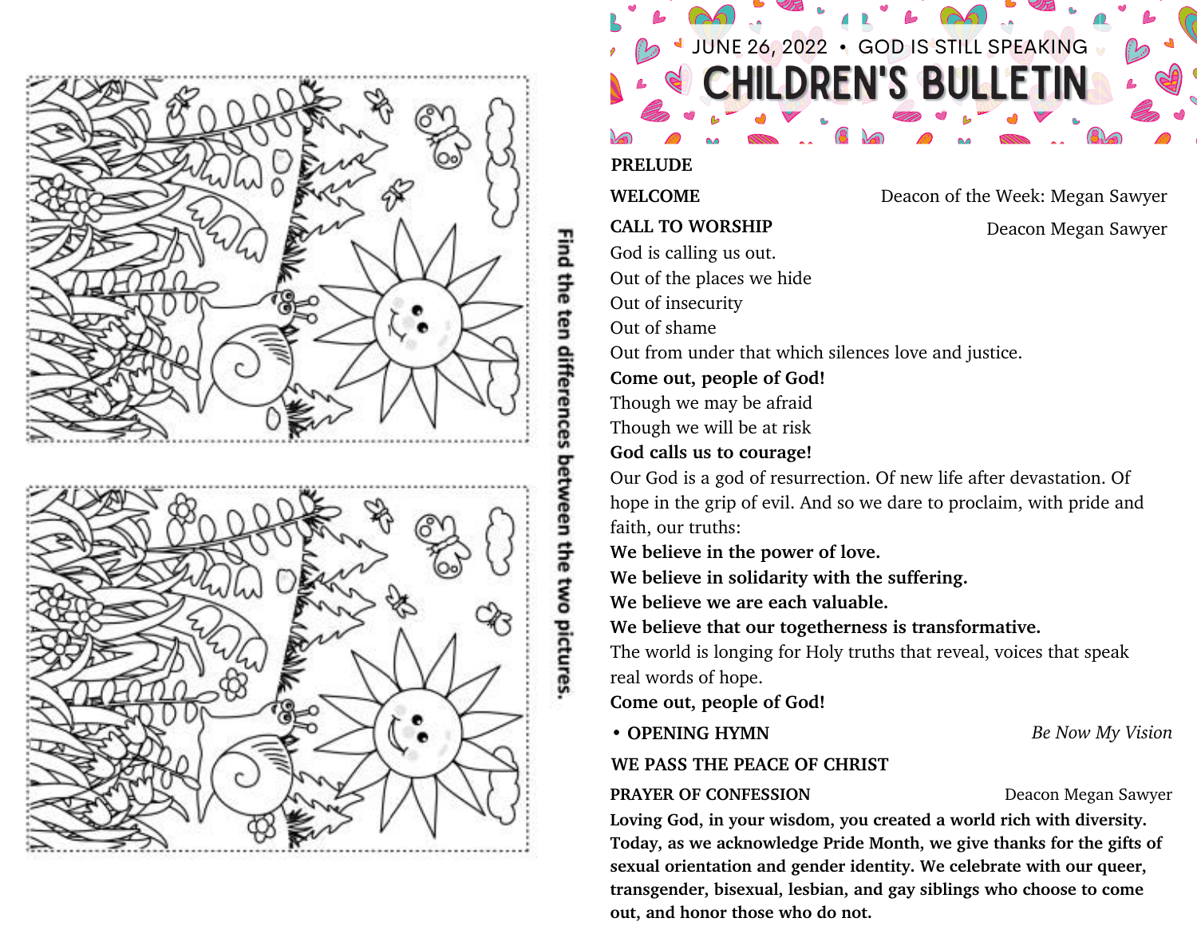Find the ten differences between the two pictures.

JUNE 26, 2022 • GOD IS STILL SPEAKING

# CHILDREN'S BULLETIN

**PRELUDE**

**WELCOME** — Deacon of the Week: Megan Sawyer

**CALL TO WORSHIP** — Deacon Megan Sawyer

God is calling us out.
Out of the places we hide
Out of insecurity
Out of shame
Out from under that which silences love and justice.
**Come out, people of God!**
Though we may be afraid
Though we will be at risk
**God calls us to courage!**
Our God is a god of resurrection. Of new life after devastation. Of hope in the grip of evil. And so we dare to proclaim, with pride and faith, our truths:
**We believe in the power of love.**
**We believe in solidarity with the suffering.**
**We believe we are each valuable.**
**We believe that our togetherness is transformative.**
The world is longing for Holy truths that reveal, voices that speak real words of hope.
**Come out, people of God!**

**• OPENING HYMN** — *Be Now My Vision*

**WE PASS THE PEACE OF CHRIST**

**PRAYER OF CONFESSION** — Deacon Megan Sawyer

**Loving God, in your wisdom, you created a world rich with diversity. Today, as we acknowledge Pride Month, we give thanks for the gifts of sexual orientation and gender identity. We celebrate with our queer, transgender, bisexual, lesbian, and gay siblings who choose to come out, and honor those who do not.**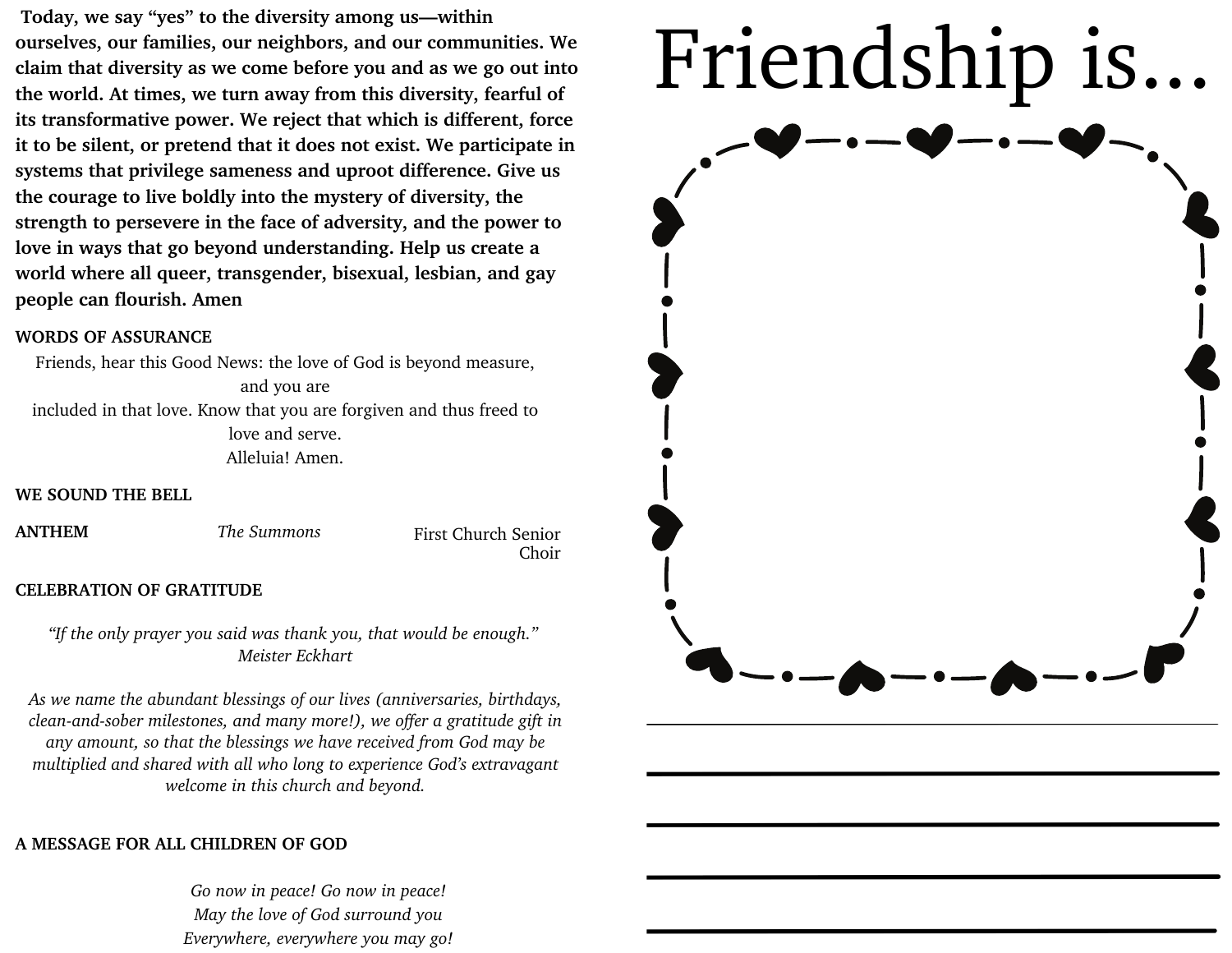**Today, we say "yes" to the diversity among us—within ourselves, our families, our neighbors, and our communities. We claim that diversity as we come before you and as we go out into the world. At times, we turn away from this diversity, fearful of its transformative power. We reject that which is different, force it to be silent, or pretend that it does not exist. We participate in systems that privilege sameness and uproot difference. Give us the courage to live boldly into the mystery of diversity, the strength to persevere in the face of adversity, and the power to love in ways that go beyond understanding. Help us create a world where all queer, transgender, bisexual, lesbian, and gay people can flourish. Amen**

**WORDS OF ASSURANCE**

Friends, hear this Good News: the love of God is beyond measure, and you are included in that love. Know that you are forgiven and thus freed to love and serve.
Alleluia! Amen.

**WE SOUND THE BELL**

**ANTHEM** *The Summons* First Church Senior Choir

**CELEBRATION OF GRATITUDE**

*"If the only prayer you said was thank you, that would be enough."*
*Meister Eckhart*

*As we name the abundant blessings of our lives (anniversaries, birthdays, clean-and-sober milestones, and many more!), we offer a gratitude gift in any amount, so that the blessings we have received from God may be multiplied and shared with all who long to experience God's extravagant welcome in this church and beyond.*

**A MESSAGE FOR ALL CHILDREN OF GOD**

*Go now in peace! Go now in peace!*
*May the love of God surround you*
*Everywhere, everywhere you may go!*

# Friendship is...

___________________________________________

___________________________________________

___________________________________________

___________________________________________

___________________________________________